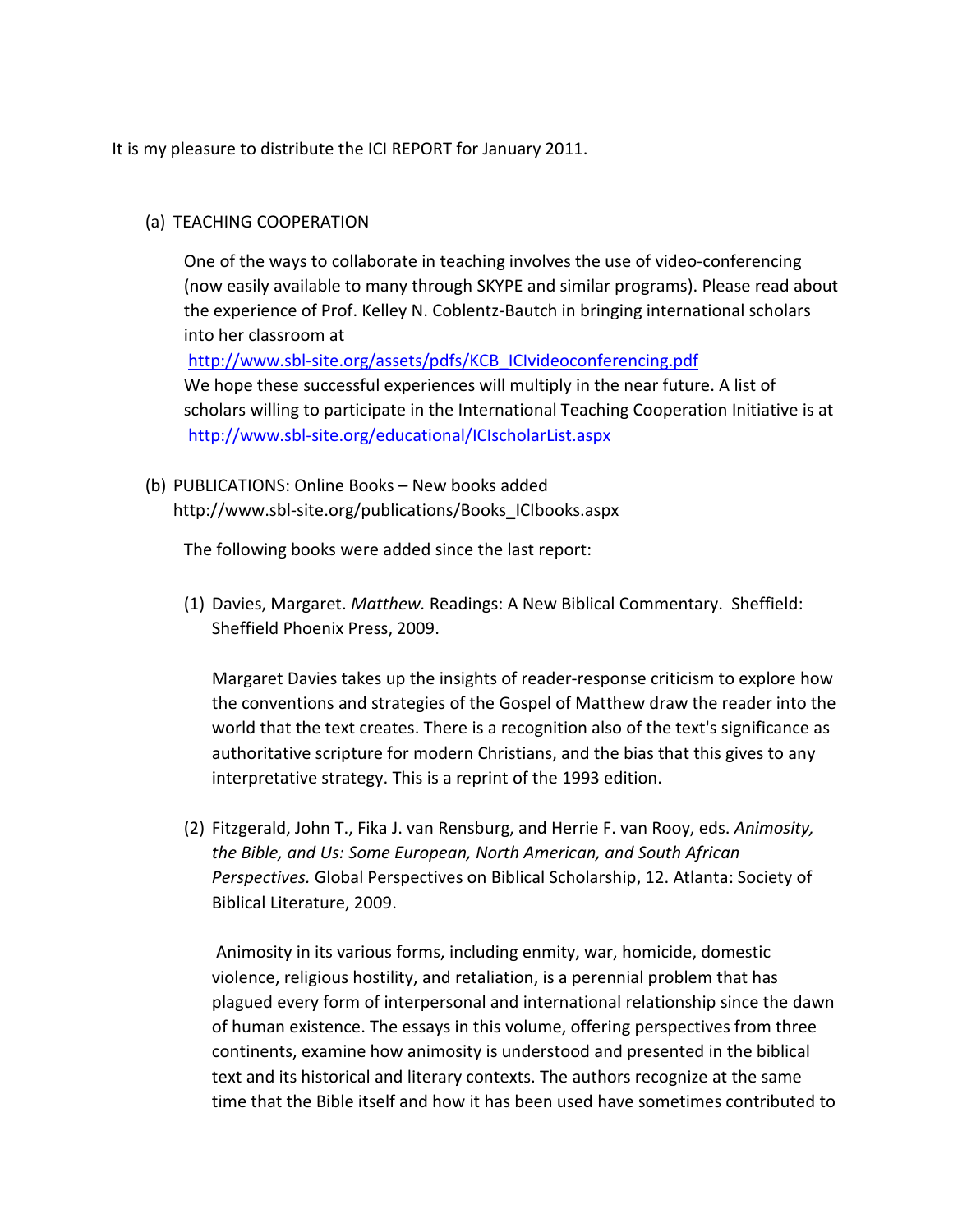It is my pleasure to distribute the ICI REPORT for January 2011.

(a) TEACHING COOPERATION

One of the ways to collaborate in teaching involves the use of video-conferencing (now easily available to many through SKYPE and similar programs). Please read about the experience of Prof. Kelley N. Coblentz-Bautch in bringing international scholars into her classroom at
[http://www.sbl-site.org/assets/pdfs/KCB_ICIvideoconferencing.pdf](http://www.sbl-site.org/assets/pdfs/KCB_ICIvideoconferencing.pdf)
We hope these successful experiences will multiply in the near future. A list of scholars willing to participate in the International Teaching Cooperation Initiative is at
[http://www.sbl-site.org/educational/ICIscholarList.aspx](http://www.sbl-site.org/educational/ICIscholarList.aspx)

(b) PUBLICATIONS: Online Books – New books added
http://www.sbl-site.org/publications/Books_ICIbooks.aspx

The following books were added since the last report:

(1) Davies, Margaret. *Matthew.* Readings: A New Biblical Commentary. Sheffield: Sheffield Phoenix Press, 2009.

Margaret Davies takes up the insights of reader-response criticism to explore how the conventions and strategies of the Gospel of Matthew draw the reader into the world that the text creates. There is a recognition also of the text's significance as authoritative scripture for modern Christians, and the bias that this gives to any interpretative strategy. This is a reprint of the 1993 edition.

(2) Fitzgerald, John T., Fika J. van Rensburg, and Herrie F. van Rooy, eds. *Animosity, the Bible, and Us: Some European, North American, and South African Perspectives.* Global Perspectives on Biblical Scholarship, 12. Atlanta: Society of Biblical Literature, 2009.

Animosity in its various forms, including enmity, war, homicide, domestic violence, religious hostility, and retaliation, is a perennial problem that has plagued every form of interpersonal and international relationship since the dawn of human existence. The essays in this volume, offering perspectives from three continents, examine how animosity is understood and presented in the biblical text and its historical and literary contexts. The authors recognize at the same time that the Bible itself and how it has been used have sometimes contributed to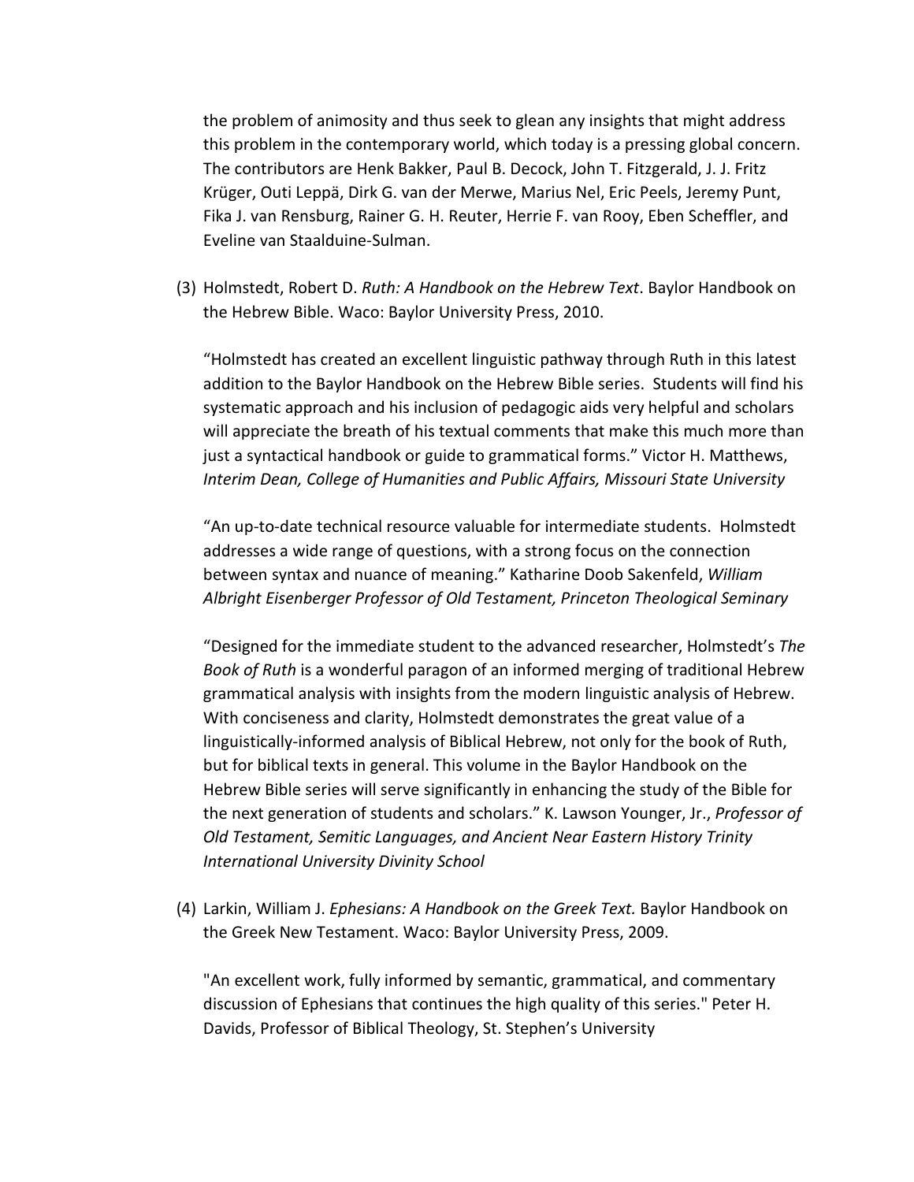the problem of animosity and thus seek to glean any insights that might address this problem in the contemporary world, which today is a pressing global concern. The contributors are Henk Bakker, Paul B. Decock, John T. Fitzgerald, J. J. Fritz Krüger, Outi Leppä, Dirk G. van der Merwe, Marius Nel, Eric Peels, Jeremy Punt, Fika J. van Rensburg, Rainer G. H. Reuter, Herrie F. van Rooy, Eben Scheffler, and Eveline van Staalduine-Sulman.

(3) Holmstedt, Robert D. *Ruth: A Handbook on the Hebrew Text*. Baylor Handbook on the Hebrew Bible. Waco: Baylor University Press, 2010.

“Holmstedt has created an excellent linguistic pathway through Ruth in this latest addition to the Baylor Handbook on the Hebrew Bible series. Students will find his systematic approach and his inclusion of pedagogic aids very helpful and scholars will appreciate the breath of his textual comments that make this much more than just a syntactical handbook or guide to grammatical forms.” Victor H. Matthews, *Interim Dean, College of Humanities and Public Affairs, Missouri State University*

“An up-to-date technical resource valuable for intermediate students. Holmstedt addresses a wide range of questions, with a strong focus on the connection between syntax and nuance of meaning.” Katharine Doob Sakenfeld, *William Albright Eisenberger Professor of Old Testament, Princeton Theological Seminary*

“Designed for the immediate student to the advanced researcher, Holmstedt’s *The Book of Ruth* is a wonderful paragon of an informed merging of traditional Hebrew grammatical analysis with insights from the modern linguistic analysis of Hebrew. With conciseness and clarity, Holmstedt demonstrates the great value of a linguistically-informed analysis of Biblical Hebrew, not only for the book of Ruth, but for biblical texts in general. This volume in the Baylor Handbook on the Hebrew Bible series will serve significantly in enhancing the study of the Bible for the next generation of students and scholars.” K. Lawson Younger, Jr., *Professor of Old Testament, Semitic Languages, and Ancient Near Eastern History Trinity International University Divinity School*

(4) Larkin, William J. *Ephesians: A Handbook on the Greek Text.* Baylor Handbook on the Greek New Testament. Waco: Baylor University Press, 2009.

"An excellent work, fully informed by semantic, grammatical, and commentary discussion of Ephesians that continues the high quality of this series." Peter H. Davids, Professor of Biblical Theology, St. Stephen’s University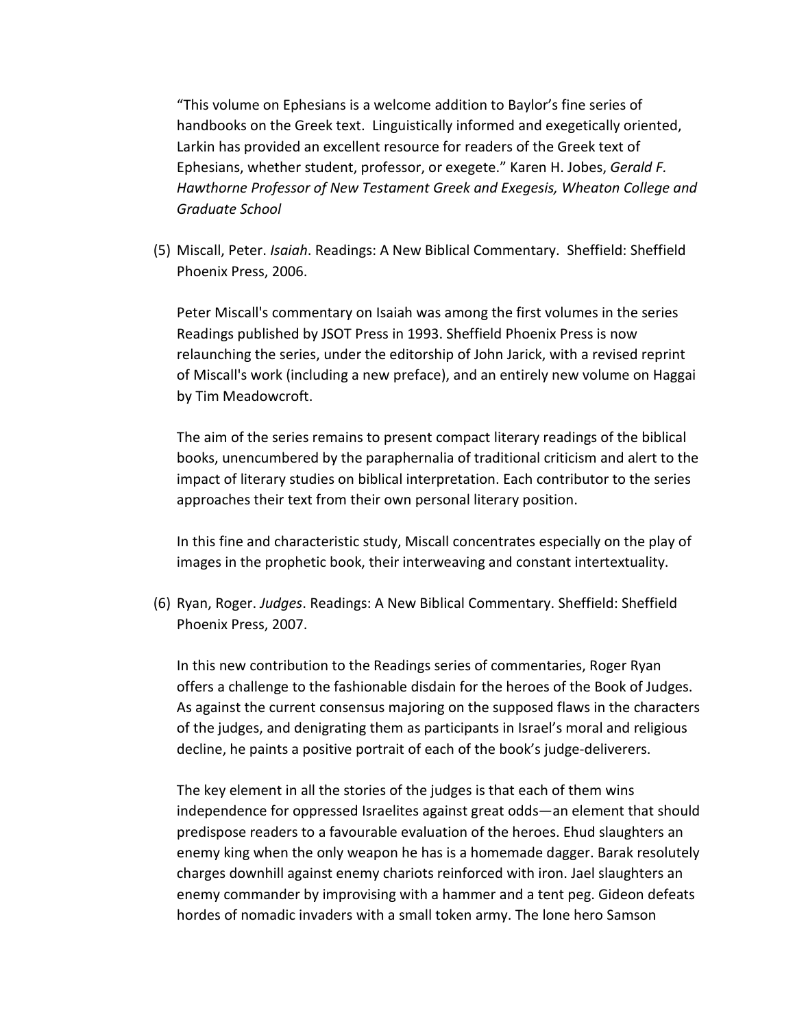"This volume on Ephesians is a welcome addition to Baylor's fine series of handbooks on the Greek text. Linguistically informed and exegetically oriented, Larkin has provided an excellent resource for readers of the Greek text of Ephesians, whether student, professor, or exegete." Karen H. Jobes, *Gerald F. Hawthorne Professor of New Testament Greek and Exegesis, Wheaton College and Graduate School*

(5) Miscall, Peter. *Isaiah*. Readings: A New Biblical Commentary. Sheffield: Sheffield Phoenix Press, 2006.

Peter Miscall's commentary on Isaiah was among the first volumes in the series Readings published by JSOT Press in 1993. Sheffield Phoenix Press is now relaunching the series, under the editorship of John Jarick, with a revised reprint of Miscall's work (including a new preface), and an entirely new volume on Haggai by Tim Meadowcroft.

The aim of the series remains to present compact literary readings of the biblical books, unencumbered by the paraphernalia of traditional criticism and alert to the impact of literary studies on biblical interpretation. Each contributor to the series approaches their text from their own personal literary position.

In this fine and characteristic study, Miscall concentrates especially on the play of images in the prophetic book, their interweaving and constant intertextuality.

(6) Ryan, Roger. *Judges*. Readings: A New Biblical Commentary. Sheffield: Sheffield Phoenix Press, 2007.

In this new contribution to the Readings series of commentaries, Roger Ryan offers a challenge to the fashionable disdain for the heroes of the Book of Judges. As against the current consensus majoring on the supposed flaws in the characters of the judges, and denigrating them as participants in Israel's moral and religious decline, he paints a positive portrait of each of the book's judge-deliverers.

The key element in all the stories of the judges is that each of them wins independence for oppressed Israelites against great odds—an element that should predispose readers to a favourable evaluation of the heroes. Ehud slaughters an enemy king when the only weapon he has is a homemade dagger. Barak resolutely charges downhill against enemy chariots reinforced with iron. Jael slaughters an enemy commander by improvising with a hammer and a tent peg. Gideon defeats hordes of nomadic invaders with a small token army. The lone hero Samson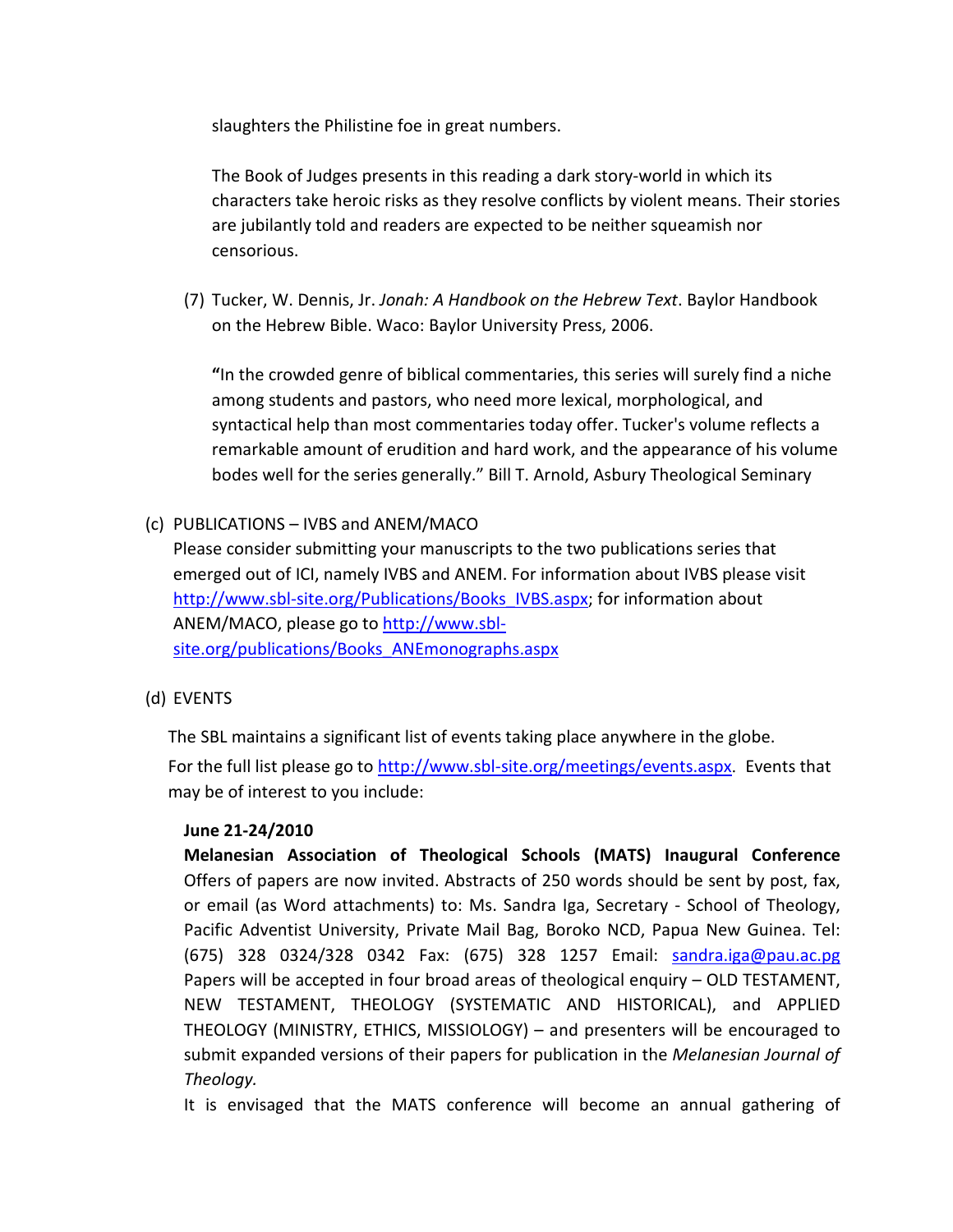slaughters the Philistine foe in great numbers.

The Book of Judges presents in this reading a dark story-world in which its characters take heroic risks as they resolve conflicts by violent means. Their stories are jubilantly told and readers are expected to be neither squeamish nor censorious.

(7) Tucker, W. Dennis, Jr. *Jonah: A Handbook on the Hebrew Text*. Baylor Handbook on the Hebrew Bible. Waco: Baylor University Press, 2006.

**"**In the crowded genre of biblical commentaries, this series will surely find a niche among students and pastors, who need more lexical, morphological, and syntactical help than most commentaries today offer. Tucker's volume reflects a remarkable amount of erudition and hard work, and the appearance of his volume bodes well for the series generally." Bill T. Arnold, Asbury Theological Seminary

(c) PUBLICATIONS – IVBS and ANEM/MACO

Please consider submitting your manuscripts to the two publications series that emerged out of ICI, namely IVBS and ANEM. For information about IVBS please visit [http://www.sbl-site.org/Publications/Books_IVBS.aspx](http://www.sbl-site.org/Publications/Books_IVBS.aspx); for information about ANEM/MACO, please go to [http://www.sbl-site.org/publications/Books_ANEmonographs.aspx](http://www.sbl-site.org/publications/Books_ANEmonographs.aspx)

(d) EVENTS

The SBL maintains a significant list of events taking place anywhere in the globe. For the full list please go to [http://www.sbl-site.org/meetings/events.aspx](http://www.sbl-site.org/meetings/events.aspx). Events that may be of interest to you include:

**June 21-24/2010**

**Melanesian Association of Theological Schools (MATS) Inaugural Conference** Offers of papers are now invited. Abstracts of 250 words should be sent by post, fax, or email (as Word attachments) to: Ms. Sandra Iga, Secretary - School of Theology, Pacific Adventist University, Private Mail Bag, Boroko NCD, Papua New Guinea. Tel: (675) 328 0324/328 0342 Fax: (675) 328 1257 Email: [sandra.iga@pau.ac.pg](mailto:sandra.iga@pau.ac.pg) Papers will be accepted in four broad areas of theological enquiry – OLD TESTAMENT, NEW TESTAMENT, THEOLOGY (SYSTEMATIC AND HISTORICAL), and APPLIED THEOLOGY (MINISTRY, ETHICS, MISSIOLOGY) – and presenters will be encouraged to submit expanded versions of their papers for publication in the *Melanesian Journal of Theology.*

It is envisaged that the MATS conference will become an annual gathering of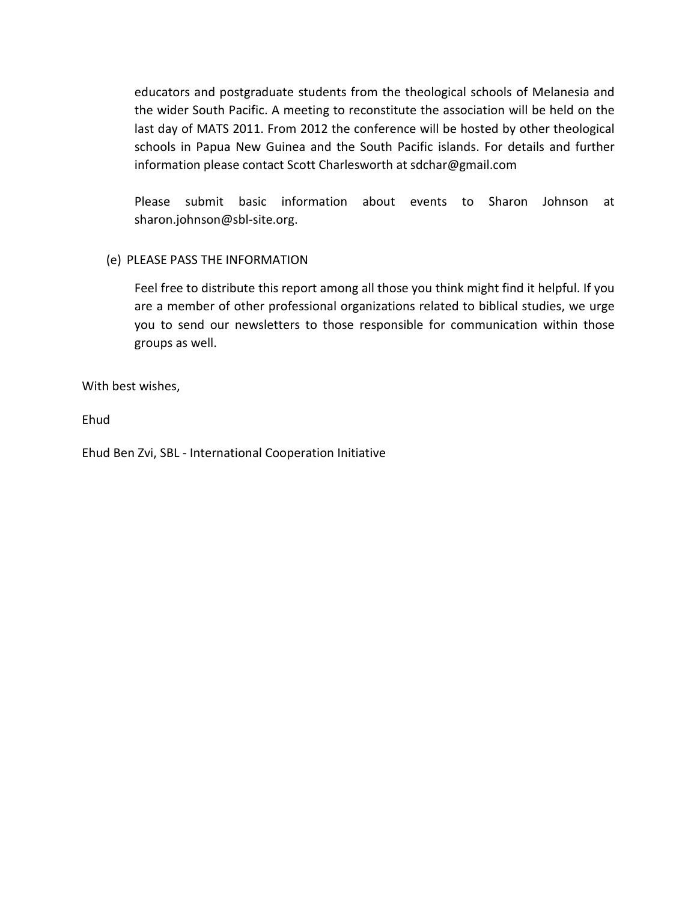educators and postgraduate students from the theological schools of Melanesia and the wider South Pacific. A meeting to reconstitute the association will be held on the last day of MATS 2011. From 2012 the conference will be hosted by other theological schools in Papua New Guinea and the South Pacific islands. For details and further information please contact Scott Charlesworth at sdchar@gmail.com

Please submit basic information about events to Sharon Johnson at sharon.johnson@sbl-site.org.

(e) PLEASE PASS THE INFORMATION

Feel free to distribute this report among all those you think might find it helpful. If you are a member of other professional organizations related to biblical studies, we urge you to send our newsletters to those responsible for communication within those groups as well.

With best wishes,

Ehud

Ehud Ben Zvi, SBL - International Cooperation Initiative